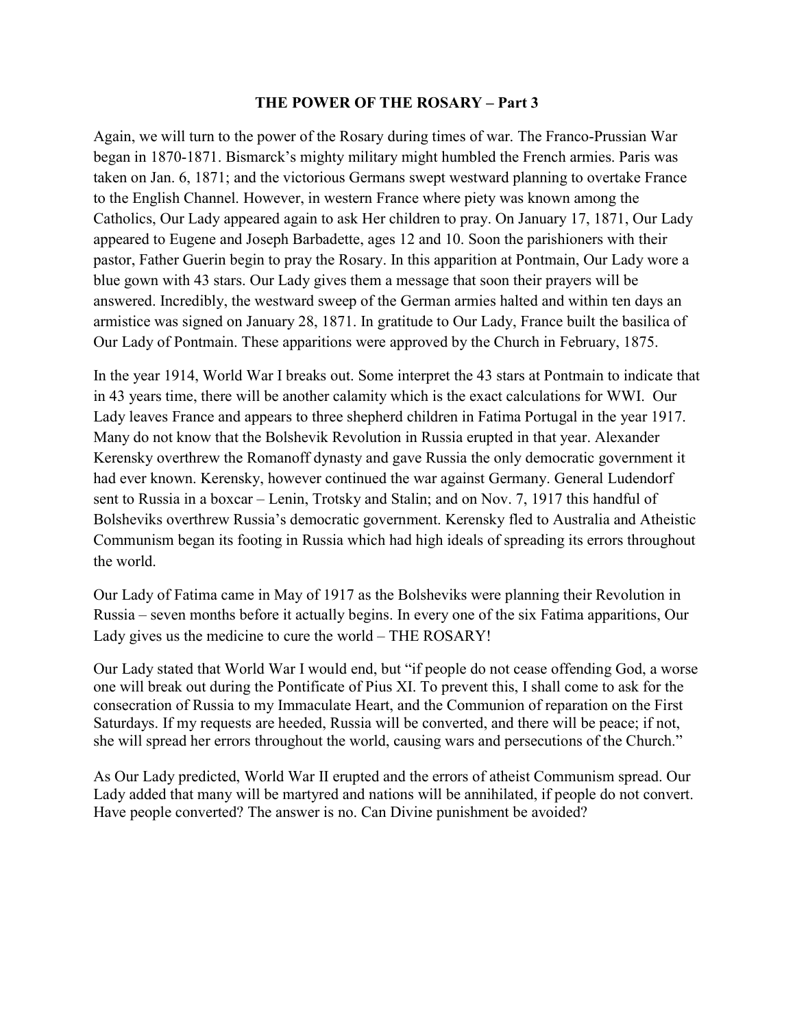# THE POWER OF THE ROSARY – Part 3

Again, we will turn to the power of the Rosary during times of war. The Franco-Prussian War began in 1870-1871. Bismarck's mighty military might humbled the French armies. Paris was taken on Jan. 6, 1871; and the victorious Germans swept westward planning to overtake France to the English Channel. However, in western France where piety was known among the Catholics, Our Lady appeared again to ask Her children to pray. On January 17, 1871, Our Lady appeared to Eugene and Joseph Barbadette, ages 12 and 10. Soon the parishioners with their pastor, Father Guerin begin to pray the Rosary. In this apparition at Pontmain, Our Lady wore a blue gown with 43 stars. Our Lady gives them a message that soon their prayers will be answered. Incredibly, the westward sweep of the German armies halted and within ten days an armistice was signed on January 28, 1871. In gratitude to Our Lady, France built the basilica of Our Lady of Pontmain. These apparitions were approved by the Church in February, 1875.

In the year 1914, World War I breaks out. Some interpret the 43 stars at Pontmain to indicate that in 43 years time, there will be another calamity which is the exact calculations for WWI. Our Lady leaves France and appears to three shepherd children in Fatima Portugal in the year 1917. Many do not know that the Bolshevik Revolution in Russia erupted in that year. Alexander Kerensky overthrew the Romanoff dynasty and gave Russia the only democratic government it had ever known. Kerensky, however continued the war against Germany. General Ludendorf sent to Russia in a boxcar – Lenin, Trotsky and Stalin; and on Nov. 7, 1917 this handful of Bolsheviks overthrew Russia's democratic government. Kerensky fled to Australia and Atheistic Communism began its footing in Russia which had high ideals of spreading its errors throughout the world.

Our Lady of Fatima came in May of 1917 as the Bolsheviks were planning their Revolution in Russia – seven months before it actually begins. In every one of the six Fatima apparitions, Our Lady gives us the medicine to cure the world – THE ROSARY!

Our Lady stated that World War I would end, but "if people do not cease offending God, a worse one will break out during the Pontificate of Pius XI. To prevent this, I shall come to ask for the consecration of Russia to my Immaculate Heart, and the Communion of reparation on the First Saturdays. If my requests are heeded, Russia will be converted, and there will be peace; if not, she will spread her errors throughout the world, causing wars and persecutions of the Church."

As Our Lady predicted, World War II erupted and the errors of atheist Communism spread. Our Lady added that many will be martyred and nations will be annihilated, if people do not convert. Have people converted? The answer is no. Can Divine punishment be avoided?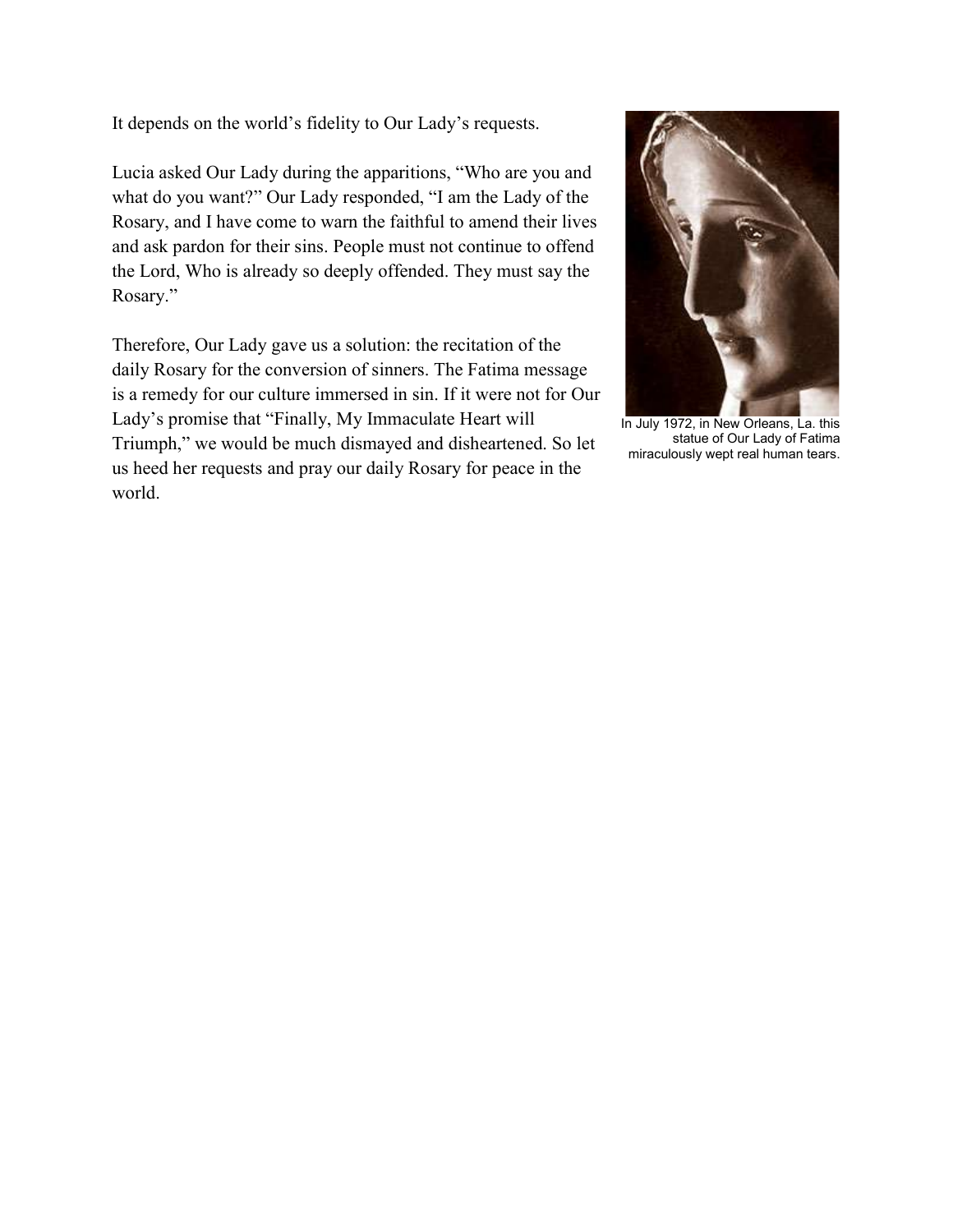It depends on the world's fidelity to Our Lady's requests.

Lucia asked Our Lady during the apparitions, "Who are you and what do you want?" Our Lady responded, "I am the Lady of the Rosary, and I have come to warn the faithful to amend their lives and ask pardon for their sins. People must not continue to offend the Lord, Who is already so deeply offended. They must say the Rosary."

Therefore, Our Lady gave us a solution: the recitation of the daily Rosary for the conversion of sinners. The Fatima message is a remedy for our culture immersed in sin. If it were not for Our Lady's promise that "Finally, My Immaculate Heart will Triumph," we would be much dismayed and disheartened. So let us heed her requests and pray our daily Rosary for peace in the world.

In July 1972, in New Orleans, La. this statue of Our Lady of Fatima miraculously wept real human tears.